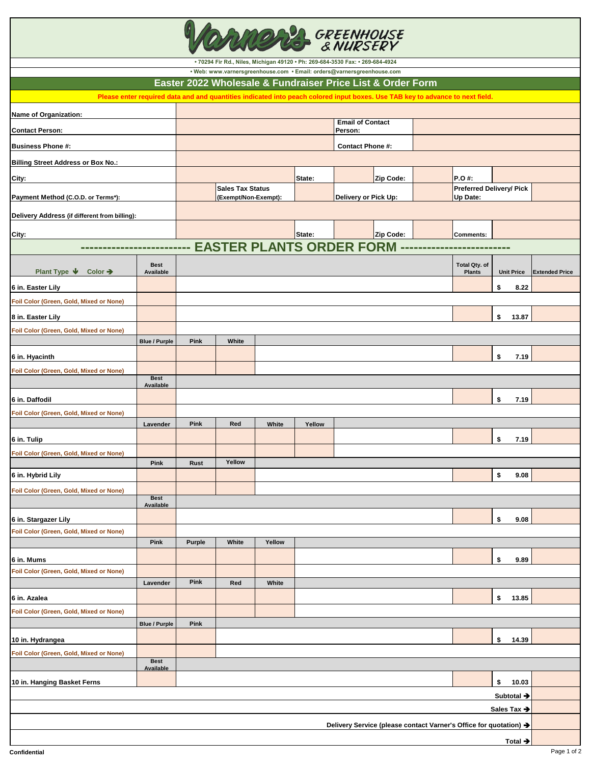# Varner's GREENHOUSE & NURSERY

• 70294 Fir Rd., Niles, Michigan 49120 • Ph: 269-684-3530 Fax: • 269-684-4924

• Web: www.varnersgreenhouse.com • Email: orders@varnersgreenhouse.com

## Easter 2022 Wholesale & Fundraiser Price List & Order Form

**Please enter required data and and quantities indicated into peach colored input boxes. Use TAB key to advance to next field.**

**Name of Organization:**

**Contact Person:** | **Email of Contact Person:**

**Business Phone #:** | **Contact Phone #:**

**Billing Street Address or Box No.:**

**City:** | **State:** | **Zip Code:** | **P.O #:**

**Payment Method (C.O.D. or Terms*):** | **Sales Tax Status (Exempt/Non-Exempt):** | **Delivery or Pick Up:** | **Preferred Delivery/ Pick Up Date:**

**Delivery Address (if different from billing):**

**City:** | **State:** | **Zip Code:** | **Comments:**

## ------------------------ EASTER PLANTS ORDER FORM ------------------------

| Plant Type ↓ Color → | | | | | | Total Qty. of Plants | Unit Price | Extended Price |
|---|---|---|---|---|---|---|---|---|
| | Best Available | | | | | | | |
| 6 in. Easter Lily | | | | | | | $ 8.22 | |
| Foil Color (Green, Gold, Mixed or None) | | | | | | | | |
| 8 in. Easter Lily | | | | | | | $ 13.87 | |
| Foil Color (Green, Gold, Mixed or None) | | | | | | | | |
| | Blue / Purple | Pink | White | | | | | |
| 6 in. Hyacinth | | | | | | | $ 7.19 | |
| Foil Color (Green, Gold, Mixed or None) | | | | | | | | |
| | Best Available | | | | | | | |
| 6 in. Daffodil | | | | | | | $ 7.19 | |
| Foil Color (Green, Gold, Mixed or None) | | | | | | | | |
| | Lavender | Pink | Red | White | Yellow | | | |
| 6 in. Tulip | | | | | | | $ 7.19 | |
| Foil Color (Green, Gold, Mixed or None) | | | | | | | | |
| | Pink | Rust | Yellow | | | | | |
| 6 in. Hybrid Lily | | | | | | | $ 9.08 | |
| Foil Color (Green, Gold, Mixed or None) | | | | | | | | |
| | Best Available | | | | | | | |
| 6 in. Stargazer Lily | | | | | | | $ 9.08 | |
| Foil Color (Green, Gold, Mixed or None) | | | | | | | | |
| | Pink | Purple | White | Yellow | | | | |
| 6 in. Mums | | | | | | | $ 9.89 | |
| Foil Color (Green, Gold, Mixed or None) | | | | | | | | |
| | Lavender | Pink | Red | White | | | | |
| 6 in. Azalea | | | | | | | $ 13.85 | |
| Foil Color (Green, Gold, Mixed or None) | | | | | | | | |
| | Blue / Purple | Pink | | | | | | |
| 10 in. Hydrangea | | | | | | | $ 14.39 | |
| Foil Color (Green, Gold, Mixed or None) | | | | | | | | |
| | Best Available | | | | | | | |
| 10 in. Hanging Basket Ferns | | | | | | | $ 10.03 | |
| | | | | | | | Subtotal → | |
| | | | | | | | Sales Tax → | |
| | | | | | | | Delivery Service (please contact Varner's Office for quotation) → | |
| | | | | | | | Total → | |

Confidential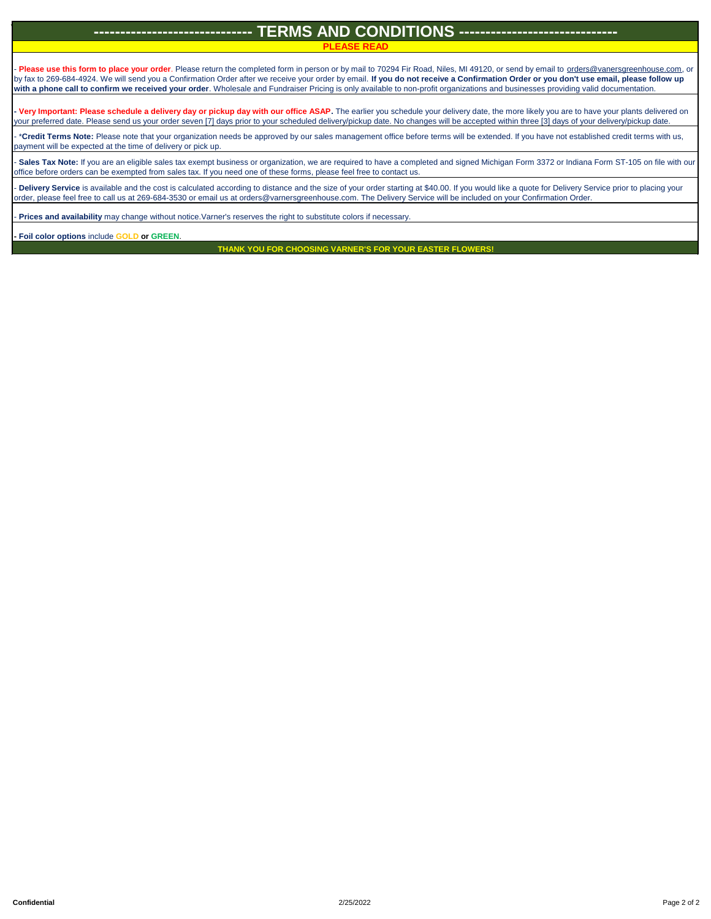# ------------------------------ TERMS AND CONDITIONS ------------------------------

**PLEASE READ**

- **Please use this form to place your order**. Please return the completed form in person or by mail to 70294 Fir Road, Niles, MI 49120, or send by email to orders@vanersgreenhouse.com, or by fax to 269-684-4924. We will send you a Confirmation Order after we receive your order by email. **If you do not receive a Confirmation Order or you don't use email, please follow up with a phone call to confirm we received your order**. Wholesale and Fundraiser Pricing is only available to non-profit organizations and businesses providing valid documentation.

- **Very Important: Please schedule a delivery day or pickup day with our office ASAP.** The earlier you schedule your delivery date, the more likely you are to have your plants delivered on your preferred date. Please send us your order seven [7] days prior to your scheduled delivery/pickup date. No changes will be accepted within three [3] days of your delivery/pickup date.

- ***Credit Terms Note:** Please note that your organization needs be approved by our sales management office before terms will be extended. If you have not established credit terms with us, payment will be expected at the time of delivery or pick up.

- **Sales Tax Note:** If you are an eligible sales tax exempt business or organization, we are required to have a completed and signed Michigan Form 3372 or Indiana Form ST-105 on file with our office before orders can be exempted from sales tax. If you need one of these forms, please feel free to contact us.

- **Delivery Service** is available and the cost is calculated according to distance and the size of your order starting at $40.00. If you would like a quote for Delivery Service prior to placing your order, please feel free to call us at 269-684-3530 or email us at orders@varnersgreenhouse.com. The Delivery Service will be included on your Confirmation Order.

- **Prices and availability** may change without notice.Varner's reserves the right to substitute colors if necessary.

- **Foil color options** include **GOLD or GREEN**.

**THANK YOU FOR CHOOSING VARNER'S FOR YOUR EASTER FLOWERS!**

**Confidential** 2/25/2022